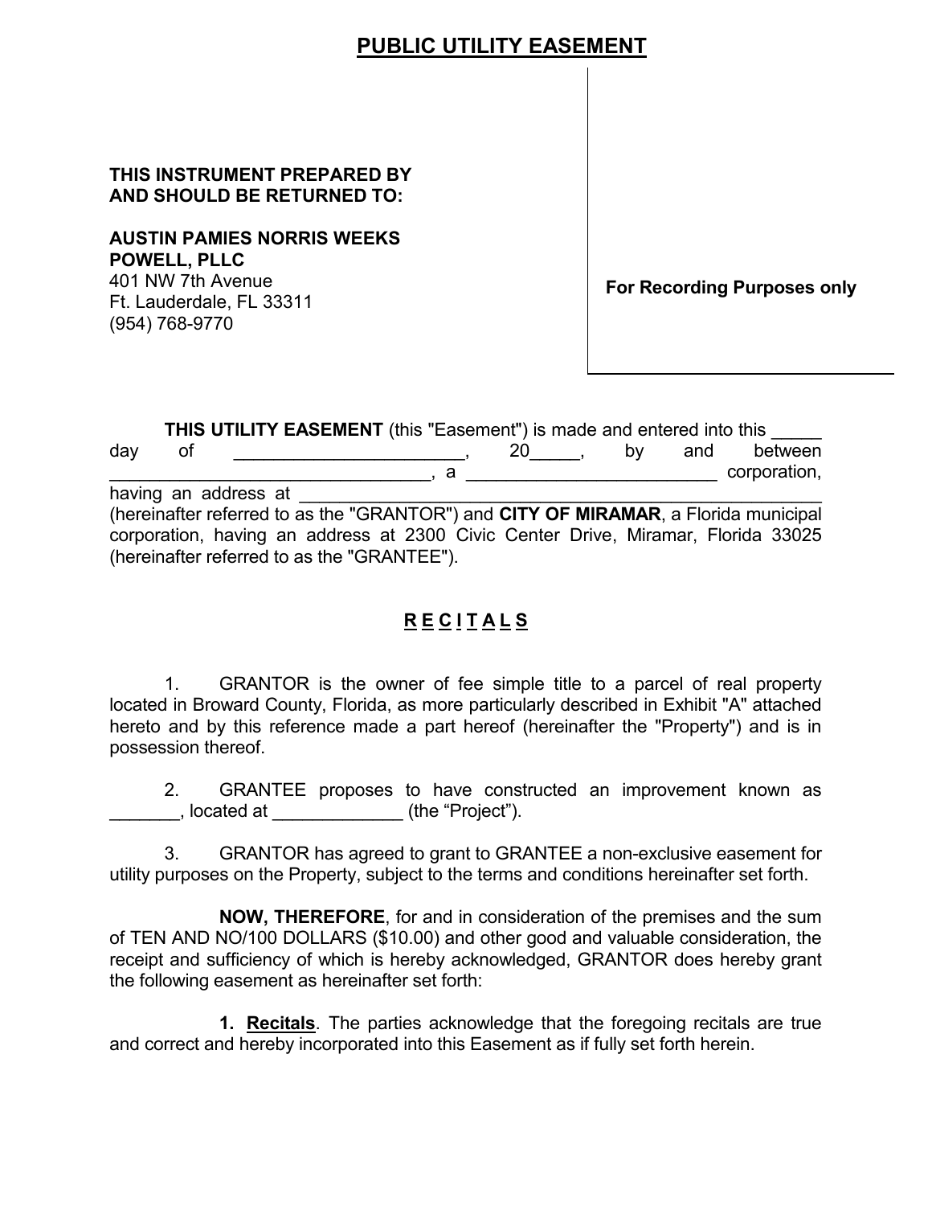# PUBLIC UTILITY EASEMENT

**THIS INSTRUMENT PREPARED BY AND SHOULD BE RETURNED TO:**

**AUSTIN PAMIES NORRIS WEEKS POWELL, PLLC**
401 NW 7th Avenue
Ft. Lauderdale, FL 33311
(954) 768-9770

**For Recording Purposes only**

**THIS UTILITY EASEMENT** (this "Easement") is made and entered into this _____ day of _______________________, 20_____, by and between _________________________________, a _________________________ corporation, having an address at ______________________________________________________ (hereinafter referred to as the "GRANTOR") and **CITY OF MIRAMAR**, a Florida municipal corporation, having an address at 2300 Civic Center Drive, Miramar, Florida 33025 (hereinafter referred to as the "GRANTEE").

## R E C I T A L S

1. GRANTOR is the owner of fee simple title to a parcel of real property located in Broward County, Florida, as more particularly described in Exhibit "A" attached hereto and by this reference made a part hereof (hereinafter the "Property") and is in possession thereof.

2. GRANTEE proposes to have constructed an improvement known as _______, located at _____________ (the "Project").

3. GRANTOR has agreed to grant to GRANTEE a non-exclusive easement for utility purposes on the Property, subject to the terms and conditions hereinafter set forth.

**NOW, THEREFORE**, for and in consideration of the premises and the sum of TEN AND NO/100 DOLLARS ($10.00) and other good and valuable consideration, the receipt and sufficiency of which is hereby acknowledged, GRANTOR does hereby grant the following easement as hereinafter set forth:

**1. Recitals**. The parties acknowledge that the foregoing recitals are true and correct and hereby incorporated into this Easement as if fully set forth herein.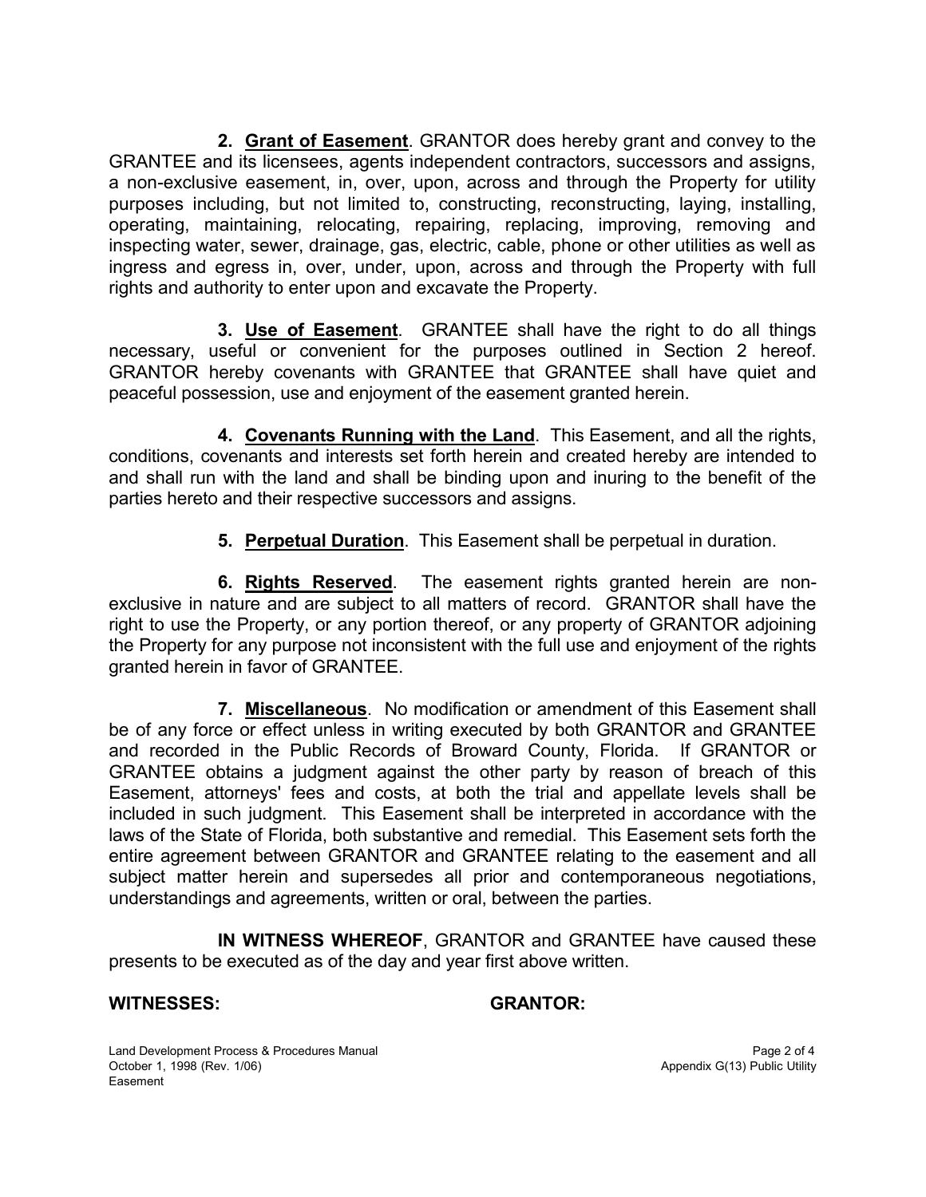**2. <u>Grant of Easement</u>**. GRANTOR does hereby grant and convey to the GRANTEE and its licensees, agents independent contractors, successors and assigns, a non-exclusive easement, in, over, upon, across and through the Property for utility purposes including, but not limited to, constructing, reconstructing, laying, installing, operating, maintaining, relocating, repairing, replacing, improving, removing and inspecting water, sewer, drainage, gas, electric, cable, phone or other utilities as well as ingress and egress in, over, under, upon, across and through the Property with full rights and authority to enter upon and excavate the Property.

**3. <u>Use of Easement</u>**. GRANTEE shall have the right to do all things necessary, useful or convenient for the purposes outlined in Section 2 hereof. GRANTOR hereby covenants with GRANTEE that GRANTEE shall have quiet and peaceful possession, use and enjoyment of the easement granted herein.

**4. <u>Covenants Running with the Land</u>**. This Easement, and all the rights, conditions, covenants and interests set forth herein and created hereby are intended to and shall run with the land and shall be binding upon and inuring to the benefit of the parties hereto and their respective successors and assigns.

**5. <u>Perpetual Duration</u>**. This Easement shall be perpetual in duration.

**6. <u>Rights Reserved</u>**. The easement rights granted herein are non-exclusive in nature and are subject to all matters of record. GRANTOR shall have the right to use the Property, or any portion thereof, or any property of GRANTOR adjoining the Property for any purpose not inconsistent with the full use and enjoyment of the rights granted herein in favor of GRANTEE.

**7. <u>Miscellaneous</u>**. No modification or amendment of this Easement shall be of any force or effect unless in writing executed by both GRANTOR and GRANTEE and recorded in the Public Records of Broward County, Florida. If GRANTOR or GRANTEE obtains a judgment against the other party by reason of breach of this Easement, attorneys' fees and costs, at both the trial and appellate levels shall be included in such judgment. This Easement shall be interpreted in accordance with the laws of the State of Florida, both substantive and remedial. This Easement sets forth the entire agreement between GRANTOR and GRANTEE relating to the easement and all subject matter herein and supersedes all prior and contemporaneous negotiations, understandings and agreements, written or oral, between the parties.

**IN WITNESS WHEREOF**, GRANTOR and GRANTEE have caused these presents to be executed as of the day and year first above written.

**WITNESSES:** **GRANTOR:**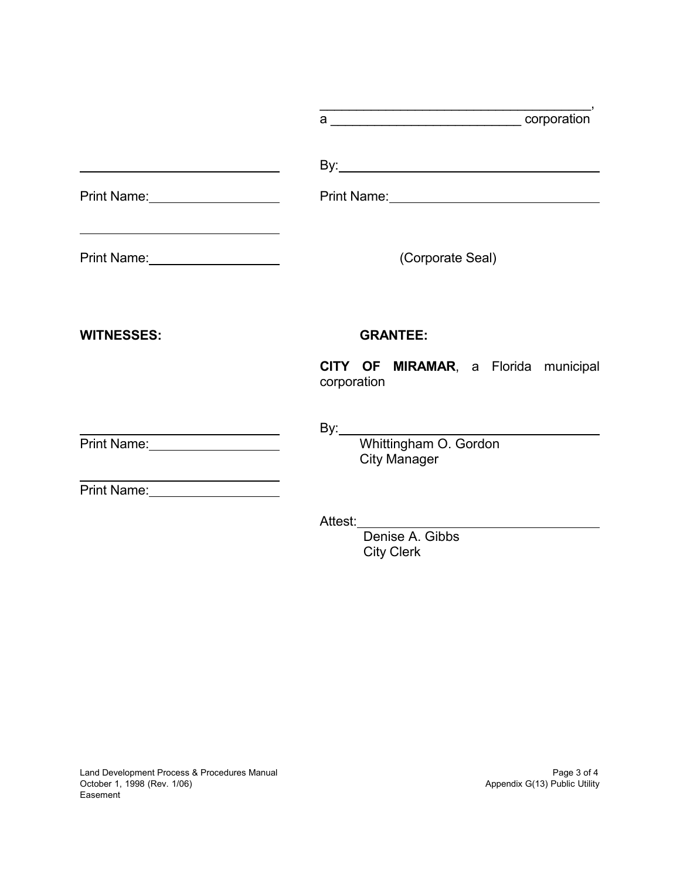| | |
|---|---|
| | _________________________________, |
| | a ________________________ corporation |
| ____________________________ | By: ____________________________ |
| Print Name: ________________ | Print Name: ________________________ |
| ____________________________ | |
| Print Name: ________________ | (Corporate Seal) |

| | |
|---|---|
| **WITNESSES:** | **GRANTEE:** |
| | **CITY OF MIRAMAR**, a Florida municipal corporation |
| ____________________________ | By: ____________________________ |
| Print Name: ________________ | Whittingham O. Gordon<br>City Manager |
| ____________________________ | |
| Print Name: ________________ | |
| | Attest: ____________________________ |
| | Denise A. Gibbs<br>City Clerk |

Land Development Process & Procedures Manual
October 1, 1998 (Rev. 1/06)
Appendix G(13) Public Utility Easement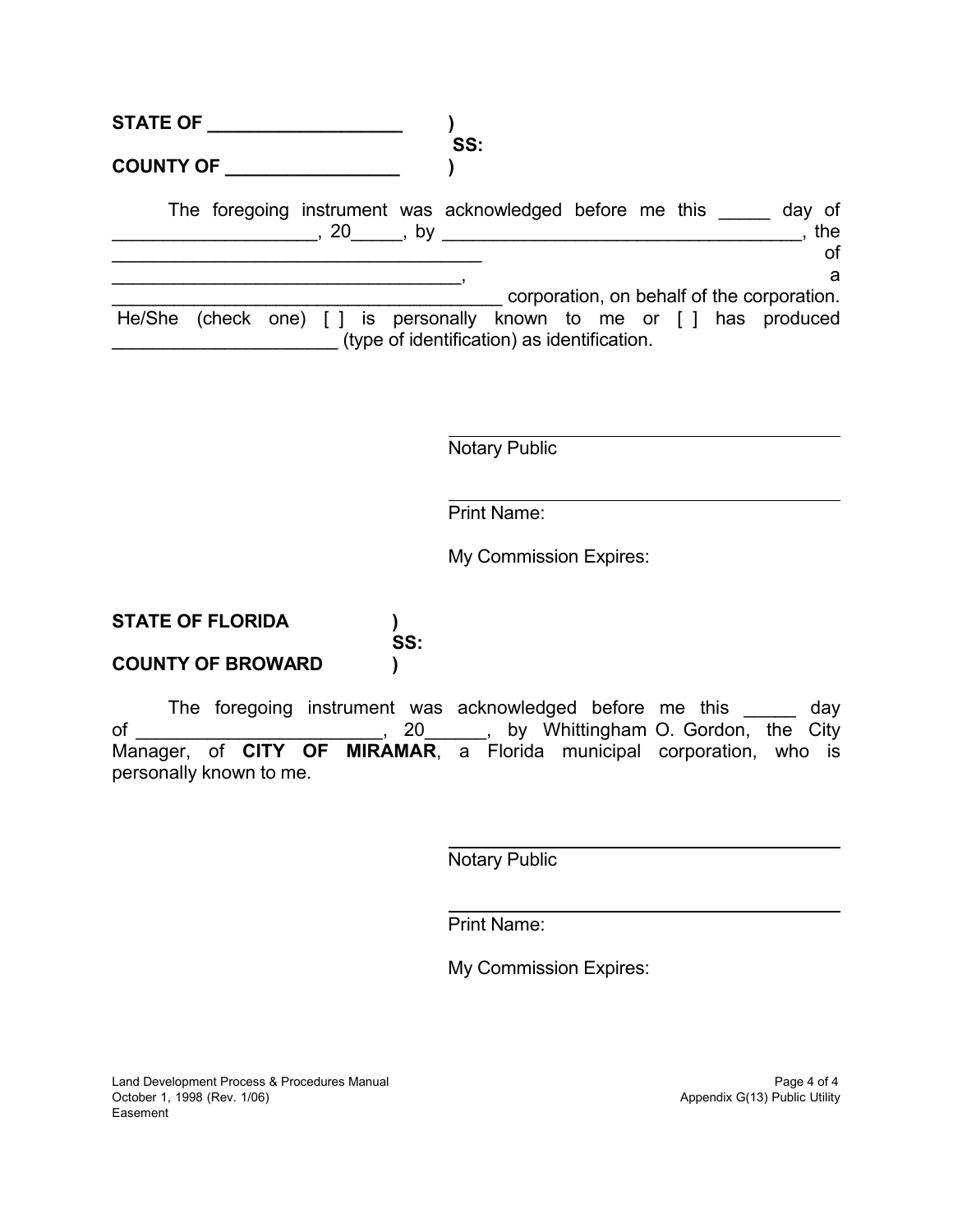**STATE OF ___________________ )**
**SS:**
**COUNTY OF _________________ )**

The foregoing instrument was acknowledged before me this _____ day of ____________________, 20_____, by ___________________________________, the ____________________________________ of ___________________________________, a _____________________________________ corporation, on behalf of the corporation. He/She (check one) [ ] is personally known to me or [ ] has produced ______________________ (type of identification) as identification.

_______________________________________
Notary Public

_______________________________________
Print Name:

My Commission Expires:

**STATE OF FLORIDA )**
**SS:**
**COUNTY OF BROWARD )**

The foregoing instrument was acknowledged before me this _____ day of ________________________, 20______, by Whittingham O. Gordon, the City Manager, of **CITY OF MIRAMAR**, a Florida municipal corporation, who is personally known to me.

_______________________________________
Notary Public

_______________________________________
Print Name:

My Commission Expires:

Land Development Process & Procedures Manual
October 1, 1998 (Rev. 1/06)
Appendix G(13) Public Utility Easement